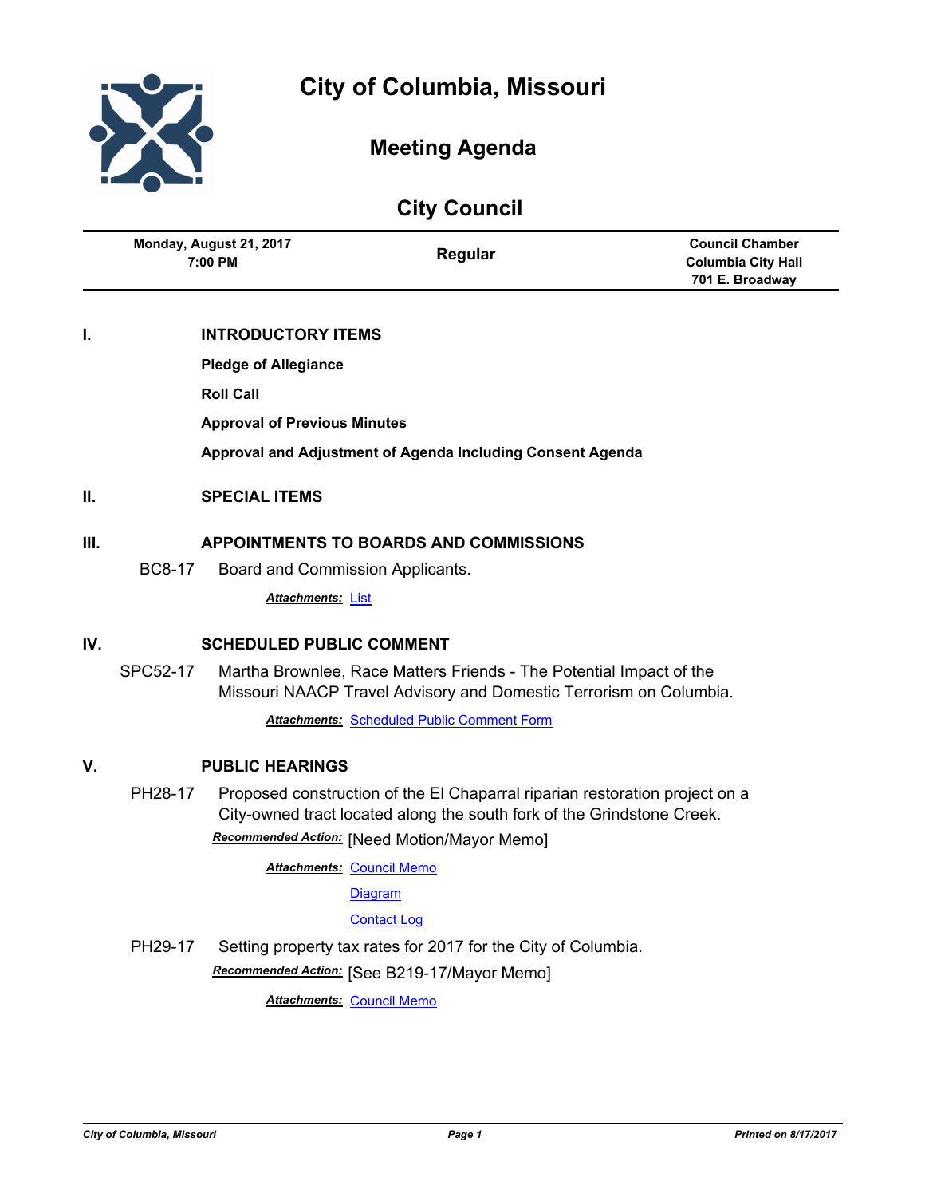# City of Columbia, Missouri

## Meeting Agenda

## City Council

| Monday, August 21, 2017 7:00 PM | Regular | Council Chamber Columbia City Hall 701 E. Broadway |
|---|---|---|

## I. INTRODUCTORY ITEMS

**Pledge of Allegiance**

**Roll Call**

**Approval of Previous Minutes**

**Approval and Adjustment of Agenda Including Consent Agenda**

## II. SPECIAL ITEMS

## III. APPOINTMENTS TO BOARDS AND COMMISSIONS

BC8-17 Board and Commission Applicants.

***Attachments:*** List

## IV. SCHEDULED PUBLIC COMMENT

SPC52-17 Martha Brownlee, Race Matters Friends - The Potential Impact of the Missouri NAACP Travel Advisory and Domestic Terrorism on Columbia.

***Attachments:*** Scheduled Public Comment Form

## V. PUBLIC HEARINGS

PH28-17 Proposed construction of the El Chaparral riparian restoration project on a City-owned tract located along the south fork of the Grindstone Creek.

***Recommended Action:*** [Need Motion/Mayor Memo]

***Attachments:*** Council Memo

Diagram

Contact Log

PH29-17 Setting property tax rates for 2017 for the City of Columbia.

***Recommended Action:*** [See B219-17/Mayor Memo]

***Attachments:*** Council Memo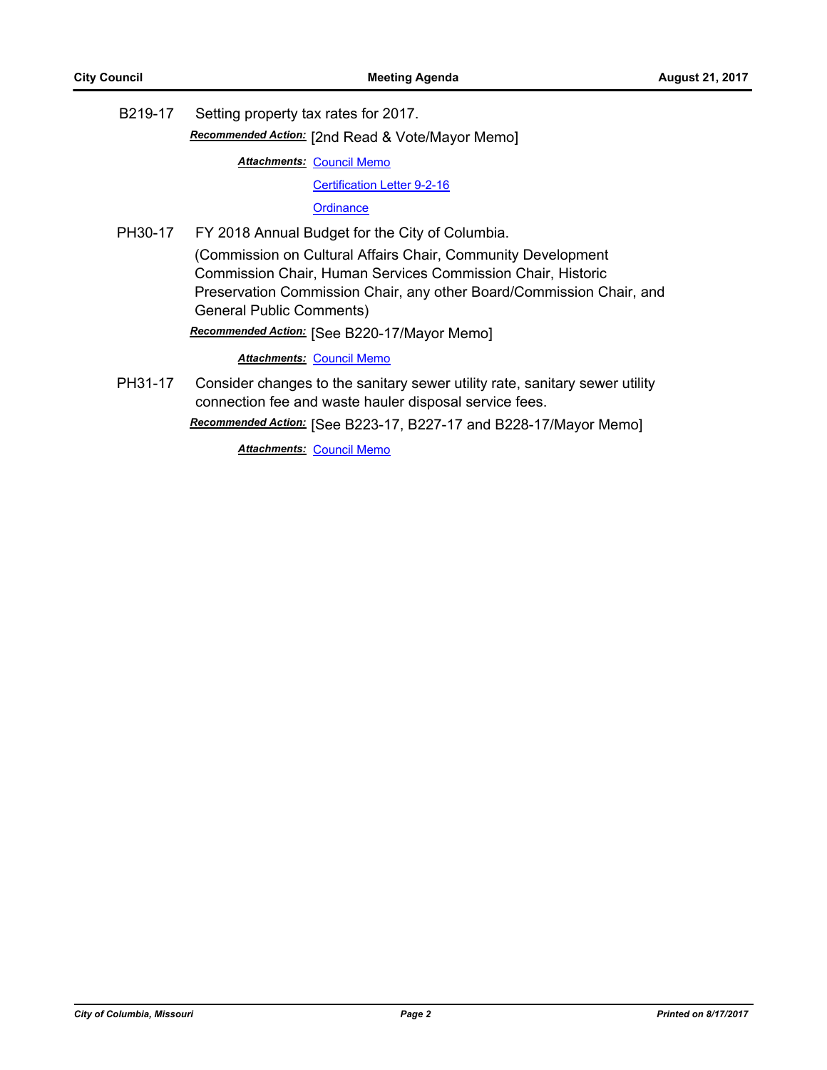B219-17 Setting property tax rates for 2017.

***Recommended Action:*** [2nd Read & Vote/Mayor Memo]

***Attachments:*** Council Memo

Certification Letter 9-2-16

Ordinance

PH30-17 FY 2018 Annual Budget for the City of Columbia.

(Commission on Cultural Affairs Chair, Community Development Commission Chair, Human Services Commission Chair, Historic Preservation Commission Chair, any other Board/Commission Chair, and General Public Comments)

***Recommended Action:*** [See B220-17/Mayor Memo]

***Attachments:*** Council Memo

PH31-17 Consider changes to the sanitary sewer utility rate, sanitary sewer utility connection fee and waste hauler disposal service fees.

***Recommended Action:*** [See B223-17, B227-17 and B228-17/Mayor Memo]

***Attachments:*** Council Memo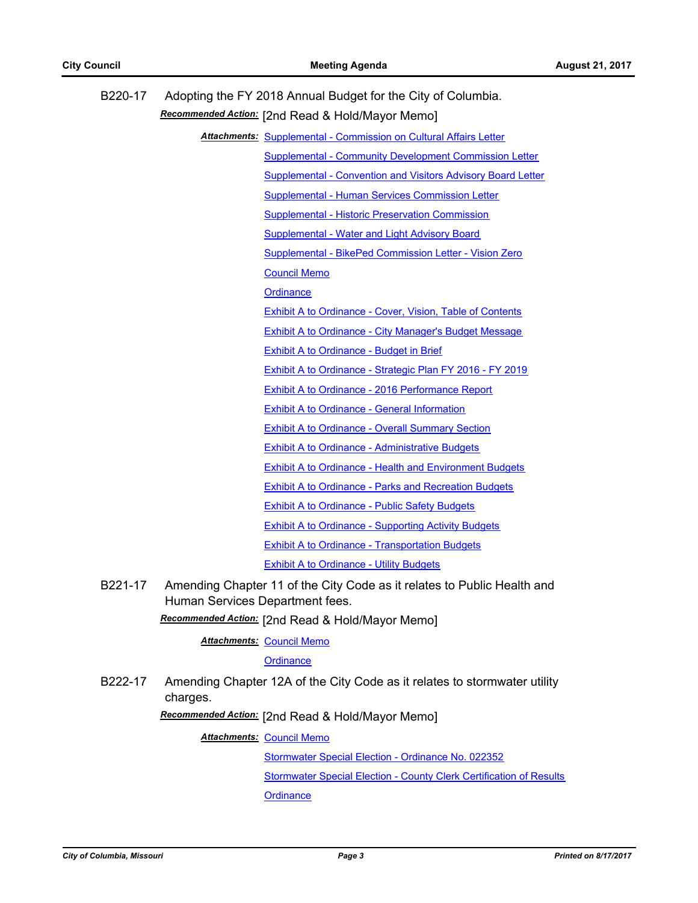**B220-17** Adopting the FY 2018 Annual Budget for the City of Columbia.

***Recommended Action:*** [2nd Read & Hold/Mayor Memo]

***Attachments:***
- Supplemental - Commission on Cultural Affairs Letter
- Supplemental - Community Development Commission Letter
- Supplemental - Convention and Visitors Advisory Board Letter
- Supplemental - Human Services Commission Letter
- Supplemental - Historic Preservation Commission
- Supplemental - Water and Light Advisory Board
- Supplemental - BikePed Commission Letter - Vision Zero
- Council Memo
- Ordinance
- Exhibit A to Ordinance - Cover, Vision, Table of Contents
- Exhibit A to Ordinance - City Manager's Budget Message
- Exhibit A to Ordinance - Budget in Brief
- Exhibit A to Ordinance - Strategic Plan FY 2016 - FY 2019
- Exhibit A to Ordinance - 2016 Performance Report
- Exhibit A to Ordinance - General Information
- Exhibit A to Ordinance - Overall Summary Section
- Exhibit A to Ordinance - Administrative Budgets
- Exhibit A to Ordinance - Health and Environment Budgets
- Exhibit A to Ordinance - Parks and Recreation Budgets
- Exhibit A to Ordinance - Public Safety Budgets
- Exhibit A to Ordinance - Supporting Activity Budgets
- Exhibit A to Ordinance - Transportation Budgets
- Exhibit A to Ordinance - Utility Budgets

**B221-17** Amending Chapter 11 of the City Code as it relates to Public Health and Human Services Department fees.

***Recommended Action:*** [2nd Read & Hold/Mayor Memo]

***Attachments:***
- Council Memo
- Ordinance

**B222-17** Amending Chapter 12A of the City Code as it relates to stormwater utility charges.

***Recommended Action:*** [2nd Read & Hold/Mayor Memo]

***Attachments:***
- Council Memo
- Stormwater Special Election - Ordinance No. 022352
- Stormwater Special Election - County Clerk Certification of Results
- Ordinance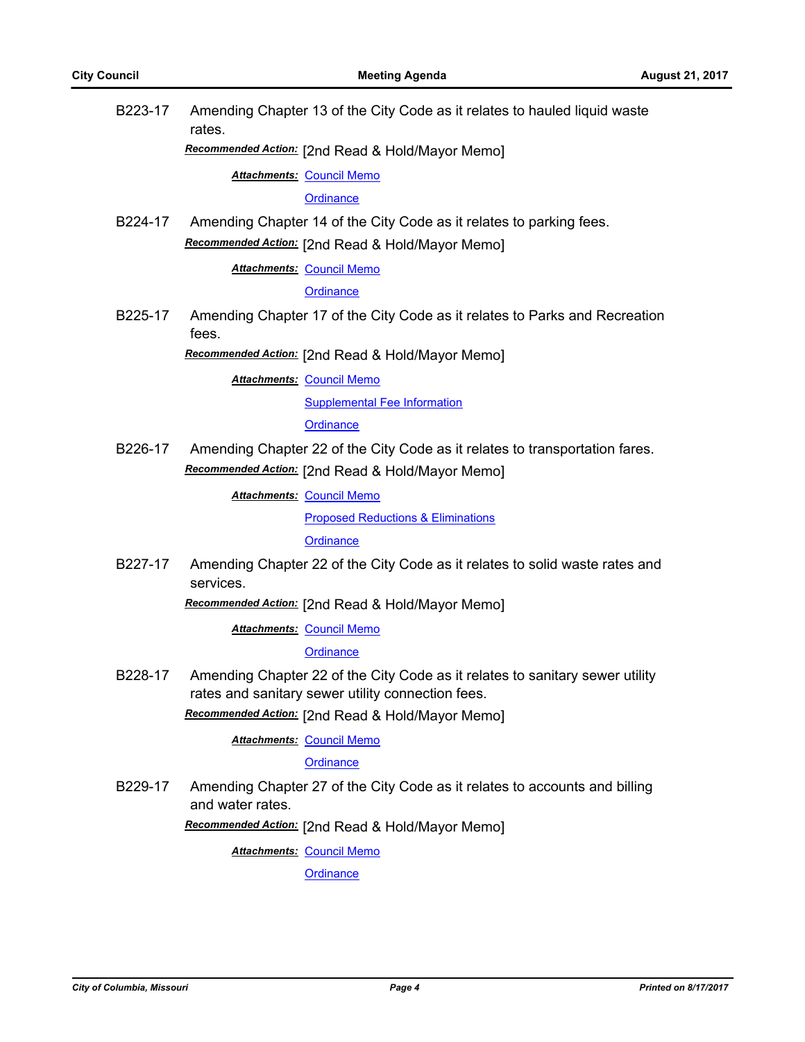B223-17 Amending Chapter 13 of the City Code as it relates to hauled liquid waste rates.

***Recommended Action:*** [2nd Read & Hold/Mayor Memo]

***Attachments:*** Council Memo

Ordinance

B224-17 Amending Chapter 14 of the City Code as it relates to parking fees.

***Recommended Action:*** [2nd Read & Hold/Mayor Memo]

***Attachments:*** Council Memo

Ordinance

B225-17 Amending Chapter 17 of the City Code as it relates to Parks and Recreation fees.

***Recommended Action:*** [2nd Read & Hold/Mayor Memo]

***Attachments:*** Council Memo

Supplemental Fee Information

Ordinance

B226-17 Amending Chapter 22 of the City Code as it relates to transportation fares.

***Recommended Action:*** [2nd Read & Hold/Mayor Memo]

***Attachments:*** Council Memo

Proposed Reductions & Eliminations

Ordinance

B227-17 Amending Chapter 22 of the City Code as it relates to solid waste rates and services.

***Recommended Action:*** [2nd Read & Hold/Mayor Memo]

***Attachments:*** Council Memo

Ordinance

B228-17 Amending Chapter 22 of the City Code as it relates to sanitary sewer utility rates and sanitary sewer utility connection fees.

***Recommended Action:*** [2nd Read & Hold/Mayor Memo]

***Attachments:*** Council Memo

Ordinance

B229-17 Amending Chapter 27 of the City Code as it relates to accounts and billing and water rates.

***Recommended Action:*** [2nd Read & Hold/Mayor Memo]

***Attachments:*** Council Memo

Ordinance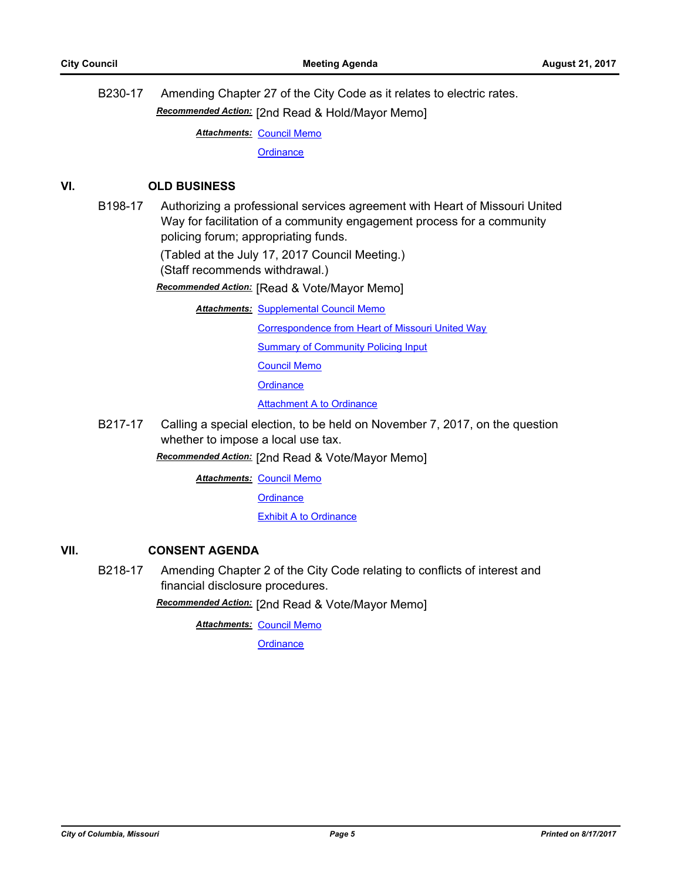B230-17 Amending Chapter 27 of the City Code as it relates to electric rates.

***Recommended Action:*** [2nd Read & Hold/Mayor Memo]

***Attachments:*** Council Memo

Ordinance

## VI. OLD BUSINESS

B198-17 Authorizing a professional services agreement with Heart of Missouri United Way for facilitation of a community engagement process for a community policing forum; appropriating funds.

(Tabled at the July 17, 2017 Council Meeting.)
(Staff recommends withdrawal.)

***Recommended Action:*** [Read & Vote/Mayor Memo]

***Attachments:*** Supplemental Council Memo

Correspondence from Heart of Missouri United Way

Summary of Community Policing Input

Council Memo

Ordinance

Attachment A to Ordinance

B217-17 Calling a special election, to be held on November 7, 2017, on the question whether to impose a local use tax.

***Recommended Action:*** [2nd Read & Vote/Mayor Memo]

***Attachments:*** Council Memo

Ordinance

Exhibit A to Ordinance

## VII. CONSENT AGENDA

B218-17 Amending Chapter 2 of the City Code relating to conflicts of interest and financial disclosure procedures.

***Recommended Action:*** [2nd Read & Vote/Mayor Memo]

***Attachments:*** Council Memo

Ordinance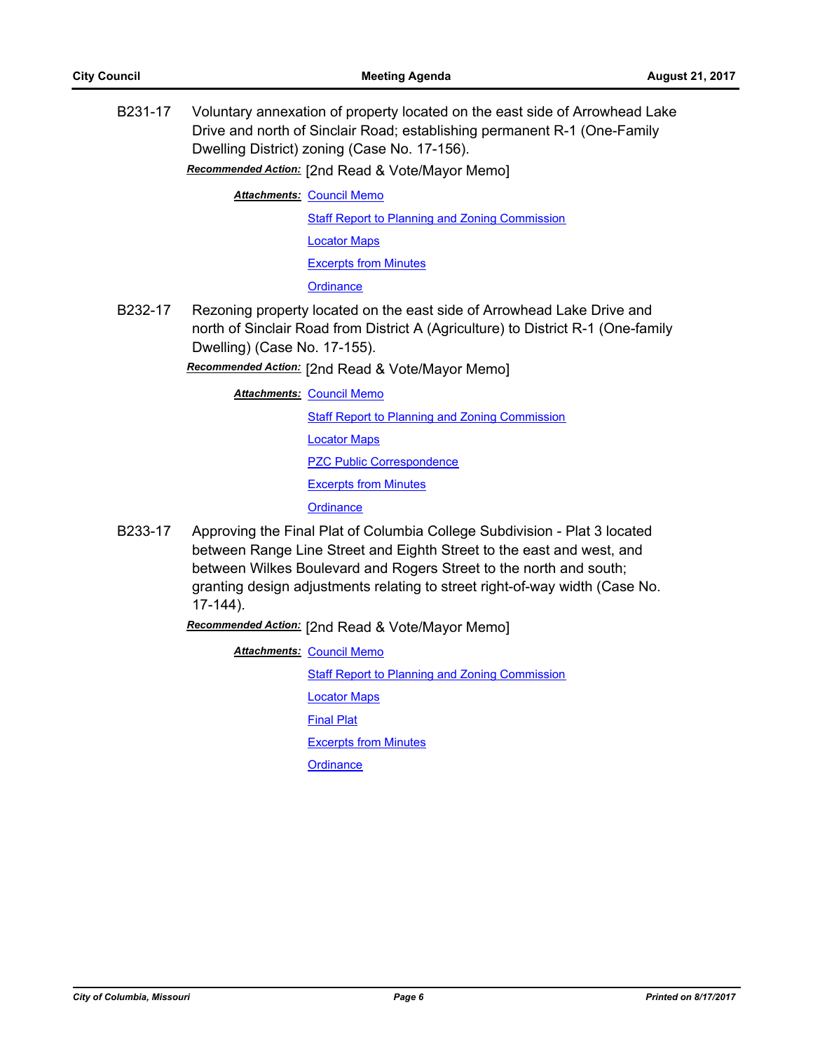**B231-17** Voluntary annexation of property located on the east side of Arrowhead Lake Drive and north of Sinclair Road; establishing permanent R-1 (One-Family Dwelling District) zoning (Case No. 17-156).

***Recommended Action:*** [2nd Read & Vote/Mayor Memo]

***Attachments:*** Council Memo
Staff Report to Planning and Zoning Commission
Locator Maps
Excerpts from Minutes
Ordinance

**B232-17** Rezoning property located on the east side of Arrowhead Lake Drive and north of Sinclair Road from District A (Agriculture) to District R-1 (One-family Dwelling) (Case No. 17-155).

***Recommended Action:*** [2nd Read & Vote/Mayor Memo]

***Attachments:*** Council Memo
Staff Report to Planning and Zoning Commission
Locator Maps
PZC Public Correspondence
Excerpts from Minutes
Ordinance

**B233-17** Approving the Final Plat of Columbia College Subdivision - Plat 3 located between Range Line Street and Eighth Street to the east and west, and between Wilkes Boulevard and Rogers Street to the north and south; granting design adjustments relating to street right-of-way width (Case No. 17-144).

***Recommended Action:*** [2nd Read & Vote/Mayor Memo]

***Attachments:*** Council Memo
Staff Report to Planning and Zoning Commission
Locator Maps
Final Plat
Excerpts from Minutes
Ordinance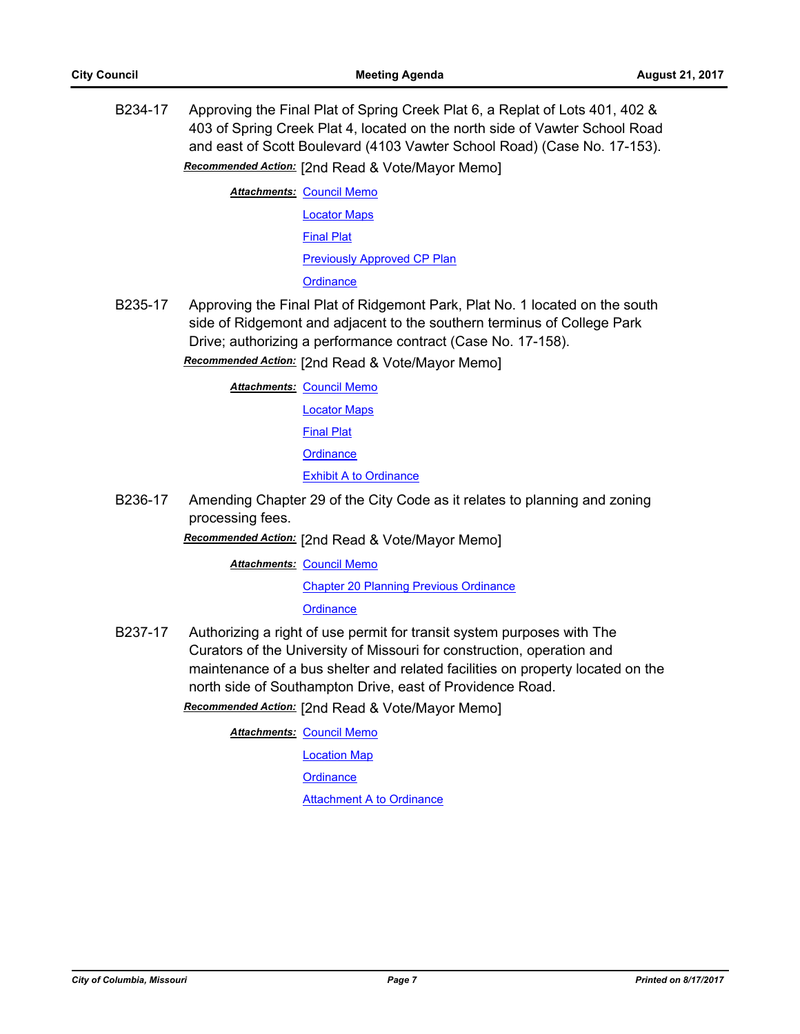B234-17 Approving the Final Plat of Spring Creek Plat 6, a Replat of Lots 401, 402 & 403 of Spring Creek Plat 4, located on the north side of Vawter School Road and east of Scott Boulevard (4103 Vawter School Road) (Case No. 17-153).

***Recommended Action:*** [2nd Read & Vote/Mayor Memo]

***Attachments:*** Council Memo
Locator Maps
Final Plat
Previously Approved CP Plan
Ordinance

B235-17 Approving the Final Plat of Ridgemont Park, Plat No. 1 located on the south side of Ridgemont and adjacent to the southern terminus of College Park Drive; authorizing a performance contract (Case No. 17-158).

***Recommended Action:*** [2nd Read & Vote/Mayor Memo]

***Attachments:*** Council Memo
Locator Maps
Final Plat
Ordinance
Exhibit A to Ordinance

B236-17 Amending Chapter 29 of the City Code as it relates to planning and zoning processing fees.

***Recommended Action:*** [2nd Read & Vote/Mayor Memo]

***Attachments:*** Council Memo
Chapter 20 Planning Previous Ordinance
Ordinance

B237-17 Authorizing a right of use permit for transit system purposes with The Curators of the University of Missouri for construction, operation and maintenance of a bus shelter and related facilities on property located on the north side of Southampton Drive, east of Providence Road.

***Recommended Action:*** [2nd Read & Vote/Mayor Memo]

***Attachments:*** Council Memo
Location Map
Ordinance
Attachment A to Ordinance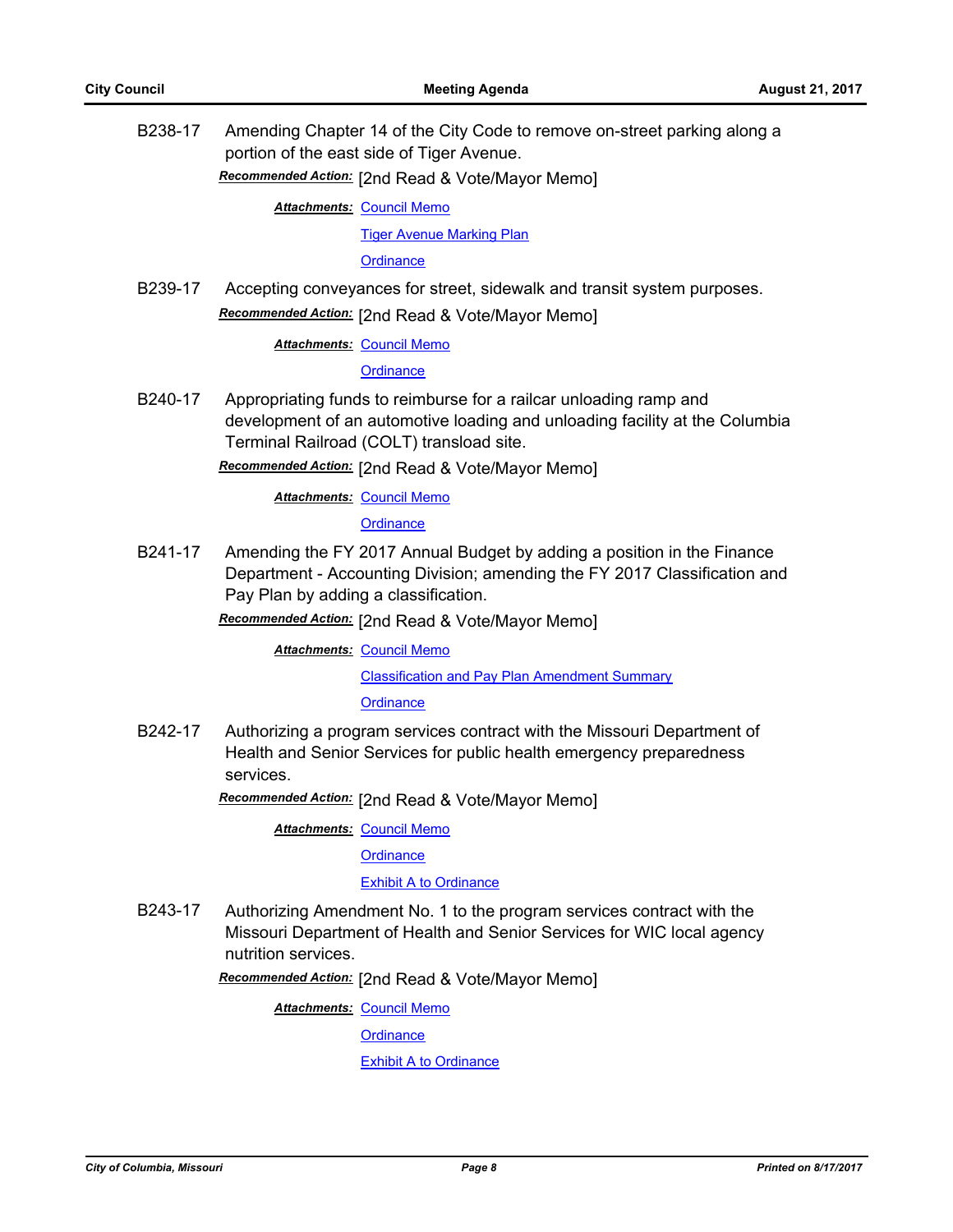B238-17 Amending Chapter 14 of the City Code to remove on-street parking along a portion of the east side of Tiger Avenue.

***Recommended Action:*** [2nd Read & Vote/Mayor Memo]

***Attachments:*** Council Memo

Tiger Avenue Marking Plan

Ordinance

B239-17 Accepting conveyances for street, sidewalk and transit system purposes.

***Recommended Action:*** [2nd Read & Vote/Mayor Memo]

***Attachments:*** Council Memo

Ordinance

B240-17 Appropriating funds to reimburse for a railcar unloading ramp and development of an automotive loading and unloading facility at the Columbia Terminal Railroad (COLT) transload site.

***Recommended Action:*** [2nd Read & Vote/Mayor Memo]

***Attachments:*** Council Memo

Ordinance

B241-17 Amending the FY 2017 Annual Budget by adding a position in the Finance Department - Accounting Division; amending the FY 2017 Classification and Pay Plan by adding a classification.

***Recommended Action:*** [2nd Read & Vote/Mayor Memo]

***Attachments:*** Council Memo

Classification and Pay Plan Amendment Summary

Ordinance

B242-17 Authorizing a program services contract with the Missouri Department of Health and Senior Services for public health emergency preparedness services.

***Recommended Action:*** [2nd Read & Vote/Mayor Memo]

***Attachments:*** Council Memo

Ordinance

Exhibit A to Ordinance

B243-17 Authorizing Amendment No. 1 to the program services contract with the Missouri Department of Health and Senior Services for WIC local agency nutrition services.

***Recommended Action:*** [2nd Read & Vote/Mayor Memo]

***Attachments:*** Council Memo

Ordinance

Exhibit A to Ordinance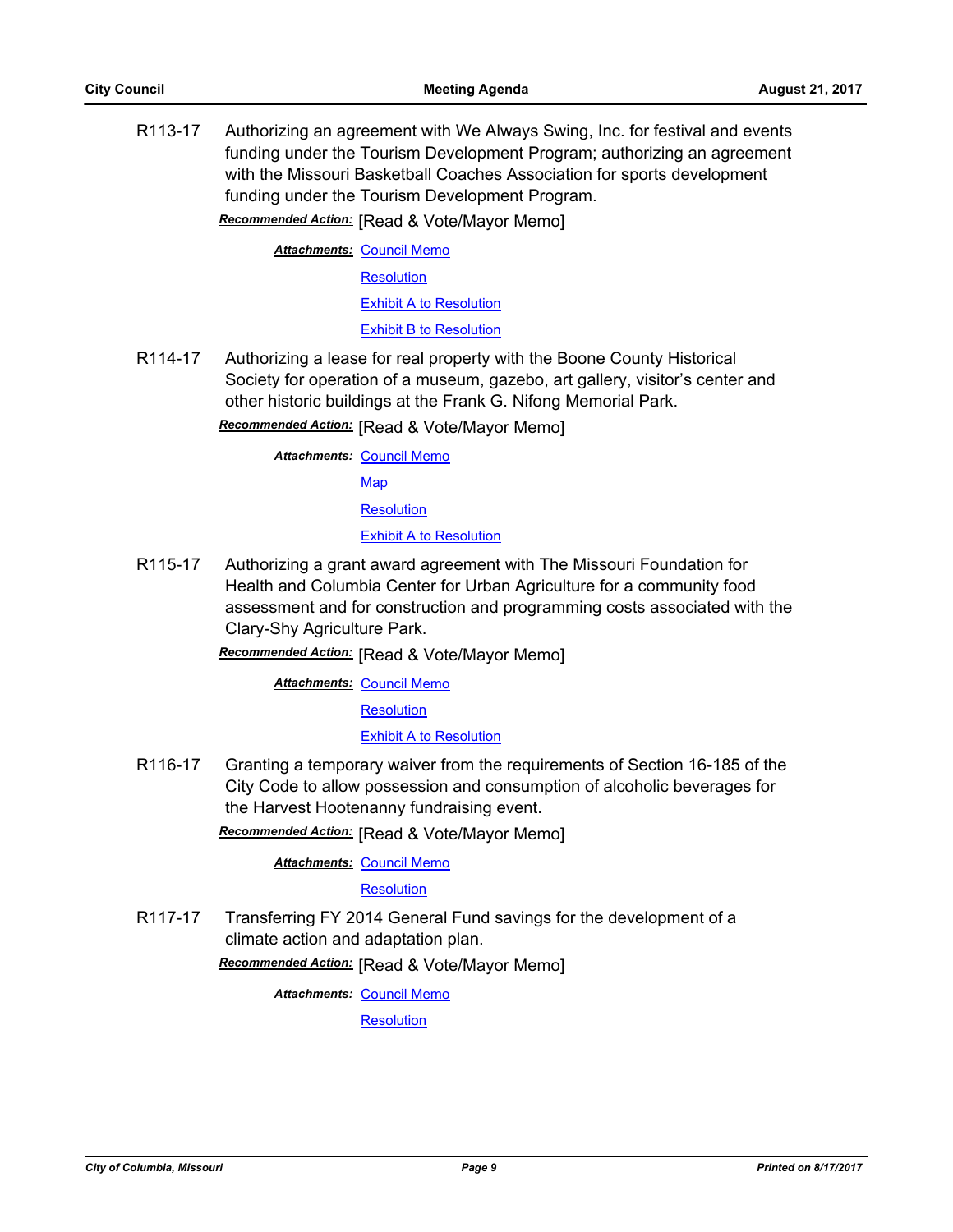R113-17 Authorizing an agreement with We Always Swing, Inc. for festival and events funding under the Tourism Development Program; authorizing an agreement with the Missouri Basketball Coaches Association for sports development funding under the Tourism Development Program.

***Recommended Action:*** [Read & Vote/Mayor Memo]

***Attachments:*** Council Memo
Resolution
Exhibit A to Resolution
Exhibit B to Resolution

R114-17 Authorizing a lease for real property with the Boone County Historical Society for operation of a museum, gazebo, art gallery, visitor's center and other historic buildings at the Frank G. Nifong Memorial Park.

***Recommended Action:*** [Read & Vote/Mayor Memo]

***Attachments:*** Council Memo
Map
Resolution
Exhibit A to Resolution

R115-17 Authorizing a grant award agreement with The Missouri Foundation for Health and Columbia Center for Urban Agriculture for a community food assessment and for construction and programming costs associated with the Clary-Shy Agriculture Park.

***Recommended Action:*** [Read & Vote/Mayor Memo]

***Attachments:*** Council Memo
Resolution
Exhibit A to Resolution

R116-17 Granting a temporary waiver from the requirements of Section 16-185 of the City Code to allow possession and consumption of alcoholic beverages for the Harvest Hootenanny fundraising event.

***Recommended Action:*** [Read & Vote/Mayor Memo]

***Attachments:*** Council Memo
Resolution

R117-17 Transferring FY 2014 General Fund savings for the development of a climate action and adaptation plan.

***Recommended Action:*** [Read & Vote/Mayor Memo]

***Attachments:*** Council Memo
Resolution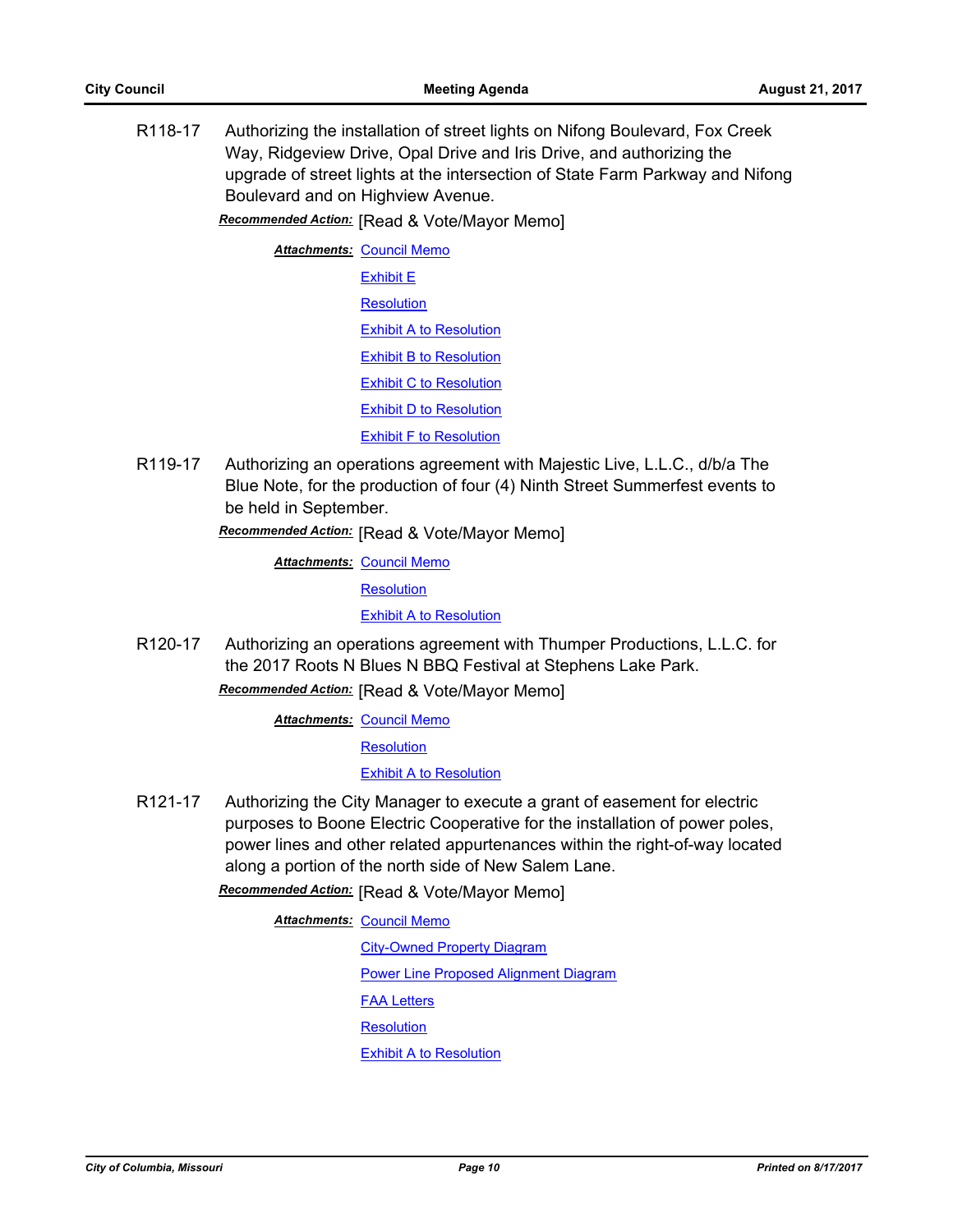R118-17 Authorizing the installation of street lights on Nifong Boulevard, Fox Creek Way, Ridgeview Drive, Opal Drive and Iris Drive, and authorizing the upgrade of street lights at the intersection of State Farm Parkway and Nifong Boulevard and on Highview Avenue.

***Recommended Action:*** [Read & Vote/Mayor Memo]

***Attachments:*** Council Memo
Exhibit E
Resolution
Exhibit A to Resolution
Exhibit B to Resolution
Exhibit C to Resolution
Exhibit D to Resolution
Exhibit F to Resolution

R119-17 Authorizing an operations agreement with Majestic Live, L.L.C., d/b/a The Blue Note, for the production of four (4) Ninth Street Summerfest events to be held in September.

***Recommended Action:*** [Read & Vote/Mayor Memo]

***Attachments:*** Council Memo
Resolution
Exhibit A to Resolution

R120-17 Authorizing an operations agreement with Thumper Productions, L.L.C. for the 2017 Roots N Blues N BBQ Festival at Stephens Lake Park.

***Recommended Action:*** [Read & Vote/Mayor Memo]

***Attachments:*** Council Memo
Resolution
Exhibit A to Resolution

R121-17 Authorizing the City Manager to execute a grant of easement for electric purposes to Boone Electric Cooperative for the installation of power poles, power lines and other related appurtenances within the right-of-way located along a portion of the north side of New Salem Lane.

***Recommended Action:*** [Read & Vote/Mayor Memo]

***Attachments:*** Council Memo
City-Owned Property Diagram
Power Line Proposed Alignment Diagram
FAA Letters
Resolution
Exhibit A to Resolution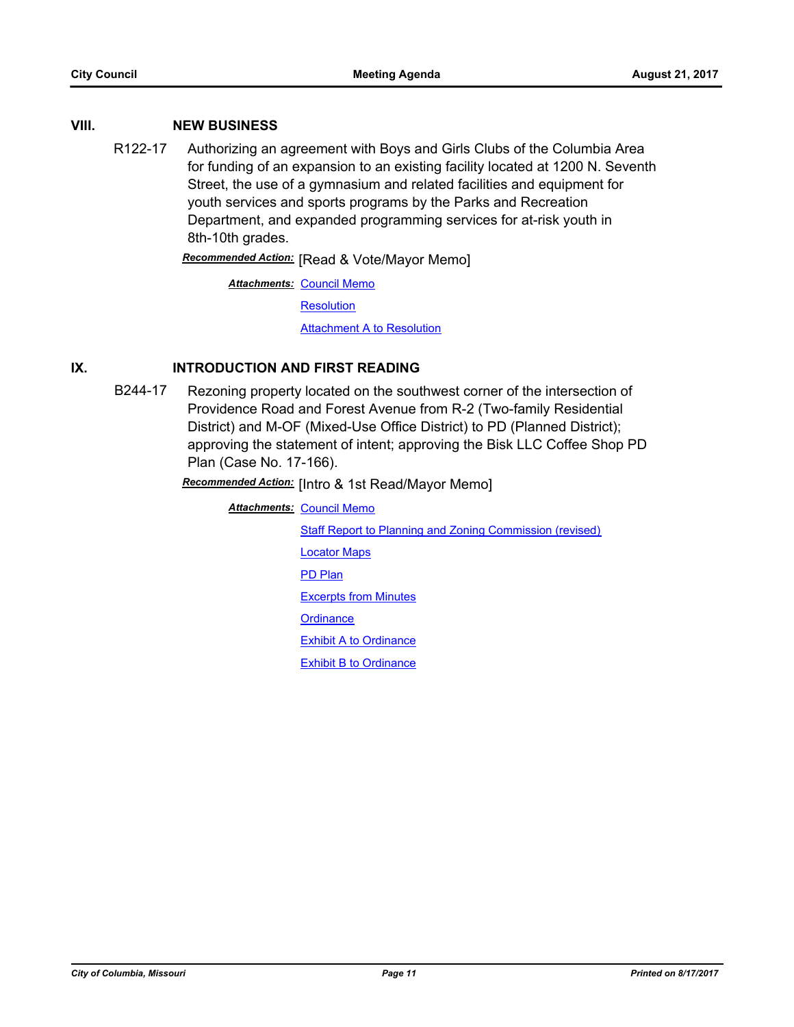## VIII. NEW BUSINESS

R122-17 Authorizing an agreement with Boys and Girls Clubs of the Columbia Area for funding of an expansion to an existing facility located at 1200 N. Seventh Street, the use of a gymnasium and related facilities and equipment for youth services and sports programs by the Parks and Recreation Department, and expanded programming services for at-risk youth in 8th-10th grades.

***Recommended Action:*** [Read & Vote/Mayor Memo]

***Attachments:*** Council Memo

Resolution

Attachment A to Resolution

## IX. INTRODUCTION AND FIRST READING

B244-17 Rezoning property located on the southwest corner of the intersection of Providence Road and Forest Avenue from R-2 (Two-family Residential District) and M-OF (Mixed-Use Office District) to PD (Planned District); approving the statement of intent; approving the Bisk LLC Coffee Shop PD Plan (Case No. 17-166).

***Recommended Action:*** [Intro & 1st Read/Mayor Memo]

***Attachments:*** Council Memo

Staff Report to Planning and Zoning Commission (revised)

Locator Maps

PD Plan

Excerpts from Minutes

Ordinance

Exhibit A to Ordinance

Exhibit B to Ordinance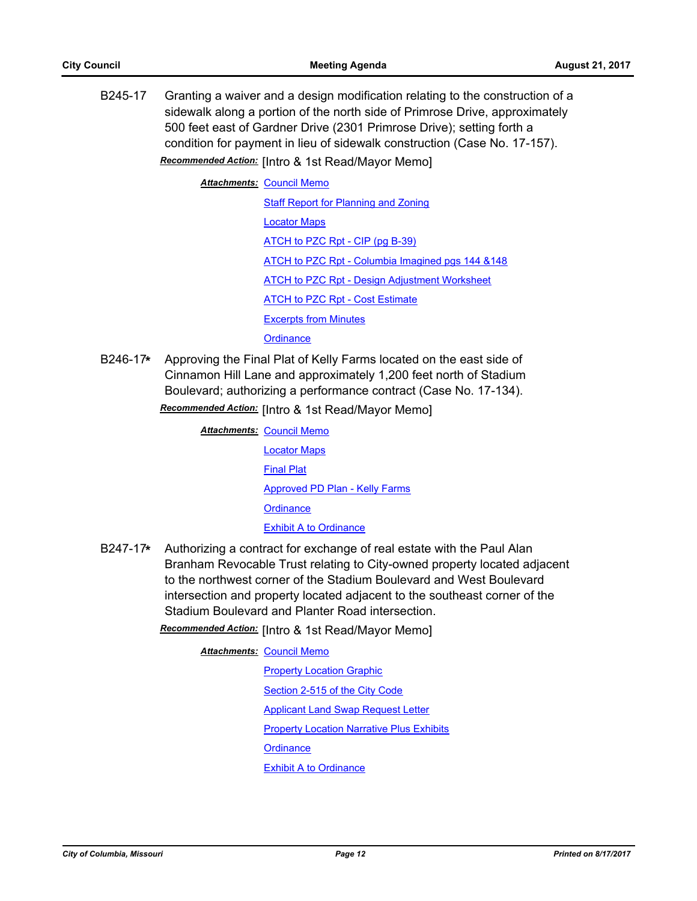B245-17 Granting a waiver and a design modification relating to the construction of a sidewalk along a portion of the north side of Primrose Drive, approximately 500 feet east of Gardner Drive (2301 Primrose Drive); setting forth a condition for payment in lieu of sidewalk construction (Case No. 17-157).

***Recommended Action:*** [Intro & 1st Read/Mayor Memo]

***Attachments:*** Council Memo
Staff Report for Planning and Zoning
Locator Maps
ATCH to PZC Rpt - CIP (pg B-39)
ATCH to PZC Rpt - Columbia Imagined pgs 144 &148
ATCH to PZC Rpt - Design Adjustment Worksheet
ATCH to PZC Rpt - Cost Estimate
Excerpts from Minutes
Ordinance

B246-17* Approving the Final Plat of Kelly Farms located on the east side of Cinnamon Hill Lane and approximately 1,200 feet north of Stadium Boulevard; authorizing a performance contract (Case No. 17-134).

***Recommended Action:*** [Intro & 1st Read/Mayor Memo]

***Attachments:*** Council Memo
Locator Maps
Final Plat
Approved PD Plan - Kelly Farms
Ordinance
Exhibit A to Ordinance

B247-17* Authorizing a contract for exchange of real estate with the Paul Alan Branham Revocable Trust relating to City-owned property located adjacent to the northwest corner of the Stadium Boulevard and West Boulevard intersection and property located adjacent to the southeast corner of the Stadium Boulevard and Planter Road intersection.

***Recommended Action:*** [Intro & 1st Read/Mayor Memo]

***Attachments:*** Council Memo
Property Location Graphic
Section 2-515 of the City Code
Applicant Land Swap Request Letter
Property Location Narrative Plus Exhibits
Ordinance
Exhibit A to Ordinance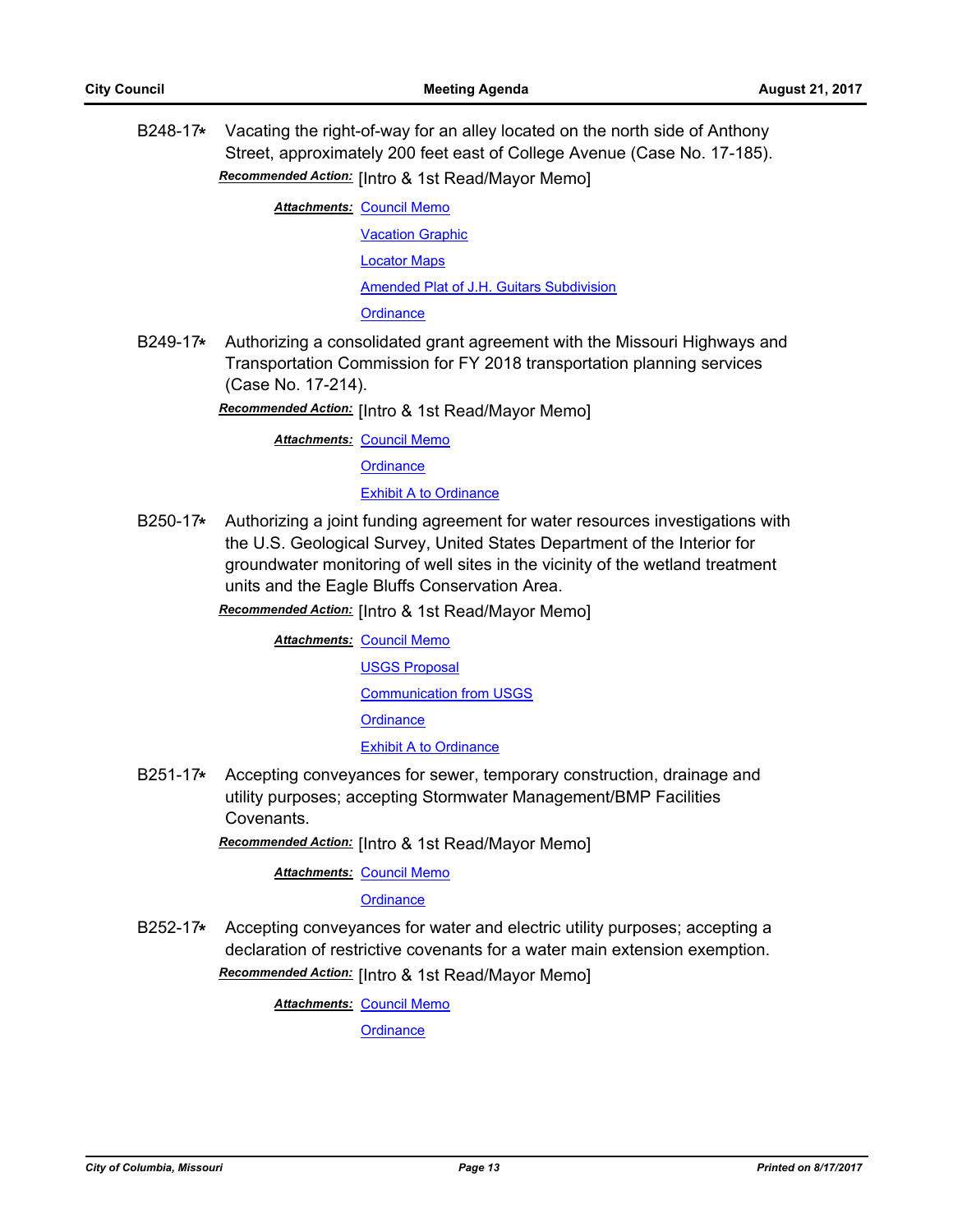B248-17* Vacating the right-of-way for an alley located on the north side of Anthony Street, approximately 200 feet east of College Avenue (Case No. 17-185).

***Recommended Action:*** [Intro & 1st Read/Mayor Memo]

***Attachments:*** Council Memo
Vacation Graphic
Locator Maps
Amended Plat of J.H. Guitars Subdivision
Ordinance

B249-17* Authorizing a consolidated grant agreement with the Missouri Highways and Transportation Commission for FY 2018 transportation planning services (Case No. 17-214).

***Recommended Action:*** [Intro & 1st Read/Mayor Memo]

***Attachments:*** Council Memo
Ordinance
Exhibit A to Ordinance

B250-17* Authorizing a joint funding agreement for water resources investigations with the U.S. Geological Survey, United States Department of the Interior for groundwater monitoring of well sites in the vicinity of the wetland treatment units and the Eagle Bluffs Conservation Area.

***Recommended Action:*** [Intro & 1st Read/Mayor Memo]

***Attachments:*** Council Memo
USGS Proposal
Communication from USGS
Ordinance
Exhibit A to Ordinance

B251-17* Accepting conveyances for sewer, temporary construction, drainage and utility purposes; accepting Stormwater Management/BMP Facilities Covenants.

***Recommended Action:*** [Intro & 1st Read/Mayor Memo]

***Attachments:*** Council Memo
Ordinance

B252-17* Accepting conveyances for water and electric utility purposes; accepting a declaration of restrictive covenants for a water main extension exemption.

***Recommended Action:*** [Intro & 1st Read/Mayor Memo]

***Attachments:*** Council Memo
Ordinance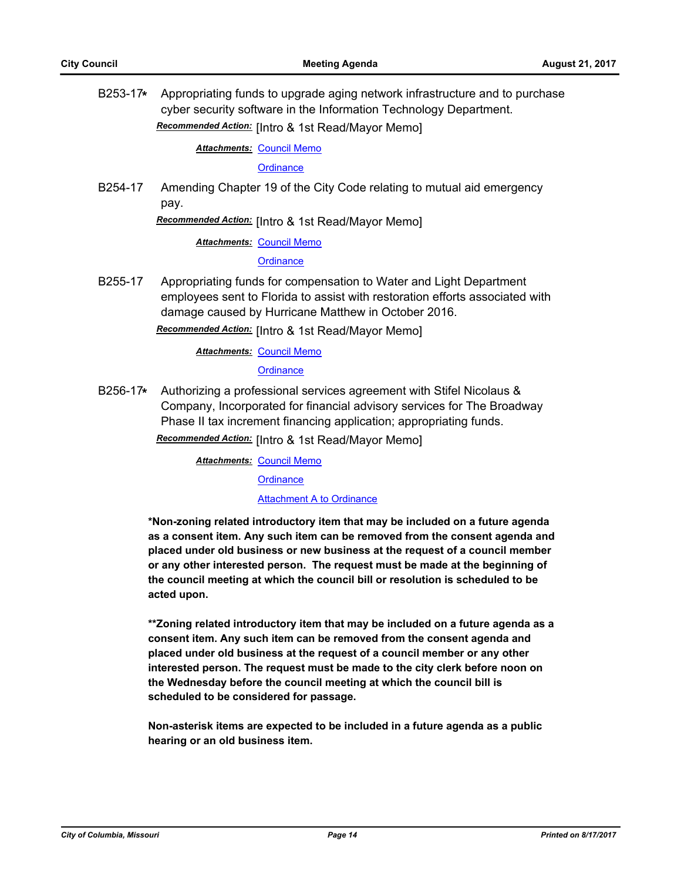B253-17* Appropriating funds to upgrade aging network infrastructure and to purchase cyber security software in the Information Technology Department.

***Recommended Action:*** [Intro & 1st Read/Mayor Memo]

***Attachments:*** Council Memo
Ordinance

B254-17 Amending Chapter 19 of the City Code relating to mutual aid emergency pay.

***Recommended Action:*** [Intro & 1st Read/Mayor Memo]

***Attachments:*** Council Memo
Ordinance

B255-17 Appropriating funds for compensation to Water and Light Department employees sent to Florida to assist with restoration efforts associated with damage caused by Hurricane Matthew in October 2016.

***Recommended Action:*** [Intro & 1st Read/Mayor Memo]

***Attachments:*** Council Memo
Ordinance

B256-17* Authorizing a professional services agreement with Stifel Nicolaus & Company, Incorporated for financial advisory services for The Broadway Phase II tax increment financing application; appropriating funds.

***Recommended Action:*** [Intro & 1st Read/Mayor Memo]

***Attachments:*** Council Memo
Ordinance
Attachment A to Ordinance

**\*Non-zoning related introductory item that may be included on a future agenda as a consent item. Any such item can be removed from the consent agenda and placed under old business or new business at the request of a council member or any other interested person. The request must be made at the beginning of the council meeting at which the council bill or resolution is scheduled to be acted upon.**

**\*\*Zoning related introductory item that may be included on a future agenda as a consent item. Any such item can be removed from the consent agenda and placed under old business at the request of a council member or any other interested person. The request must be made to the city clerk before noon on the Wednesday before the council meeting at which the council bill is scheduled to be considered for passage.**

**Non-asterisk items are expected to be included in a future agenda as a public hearing or an old business item.**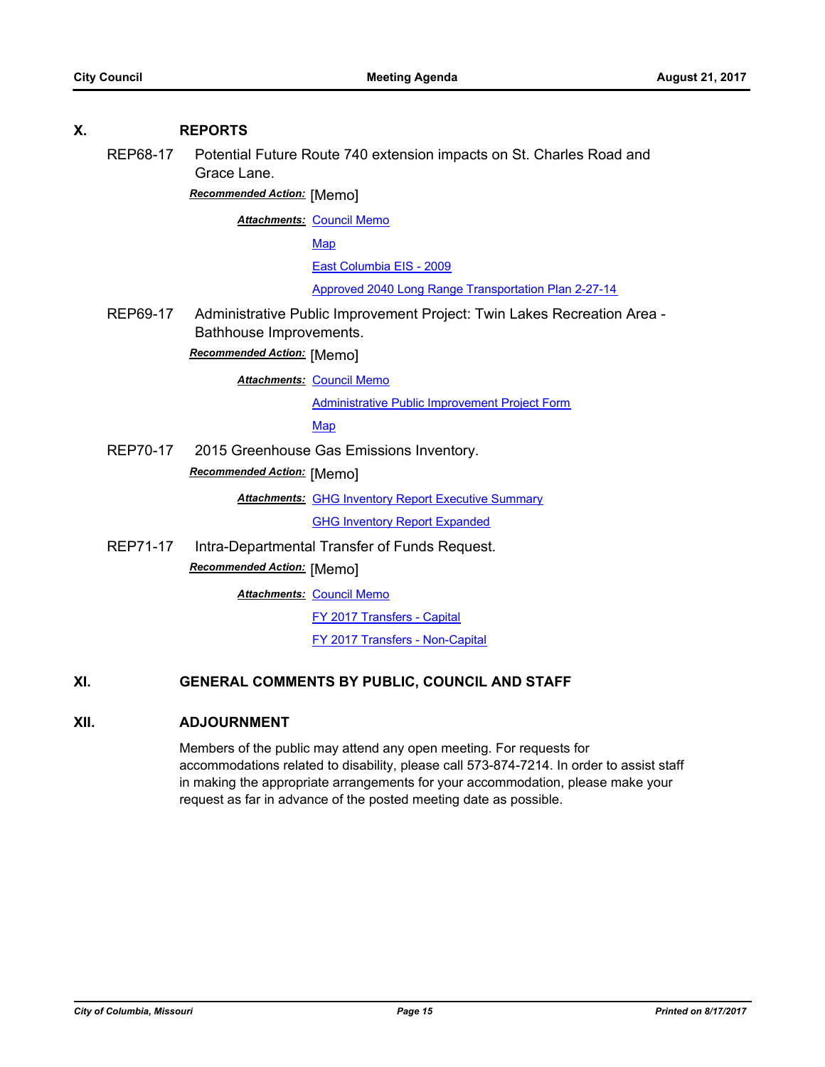## X. REPORTS

**REP68-17** Potential Future Route 740 extension impacts on St. Charles Road and Grace Lane.

***Recommended Action:*** [Memo]

***Attachments:*** Council Memo
Map
East Columbia EIS - 2009
Approved 2040 Long Range Transportation Plan 2-27-14

**REP69-17** Administrative Public Improvement Project: Twin Lakes Recreation Area - Bathhouse Improvements.

***Recommended Action:*** [Memo]

***Attachments:*** Council Memo
Administrative Public Improvement Project Form
Map

**REP70-17** 2015 Greenhouse Gas Emissions Inventory.

***Recommended Action:*** [Memo]

***Attachments:*** GHG Inventory Report Executive Summary
GHG Inventory Report Expanded

**REP71-17** Intra-Departmental Transfer of Funds Request.

***Recommended Action:*** [Memo]

***Attachments:*** Council Memo
FY 2017 Transfers - Capital
FY 2017 Transfers - Non-Capital

## XI. GENERAL COMMENTS BY PUBLIC, COUNCIL AND STAFF

## XII. ADJOURNMENT

Members of the public may attend any open meeting. For requests for accommodations related to disability, please call 573-874-7214. In order to assist staff in making the appropriate arrangements for your accommodation, please make your request as far in advance of the posted meeting date as possible.